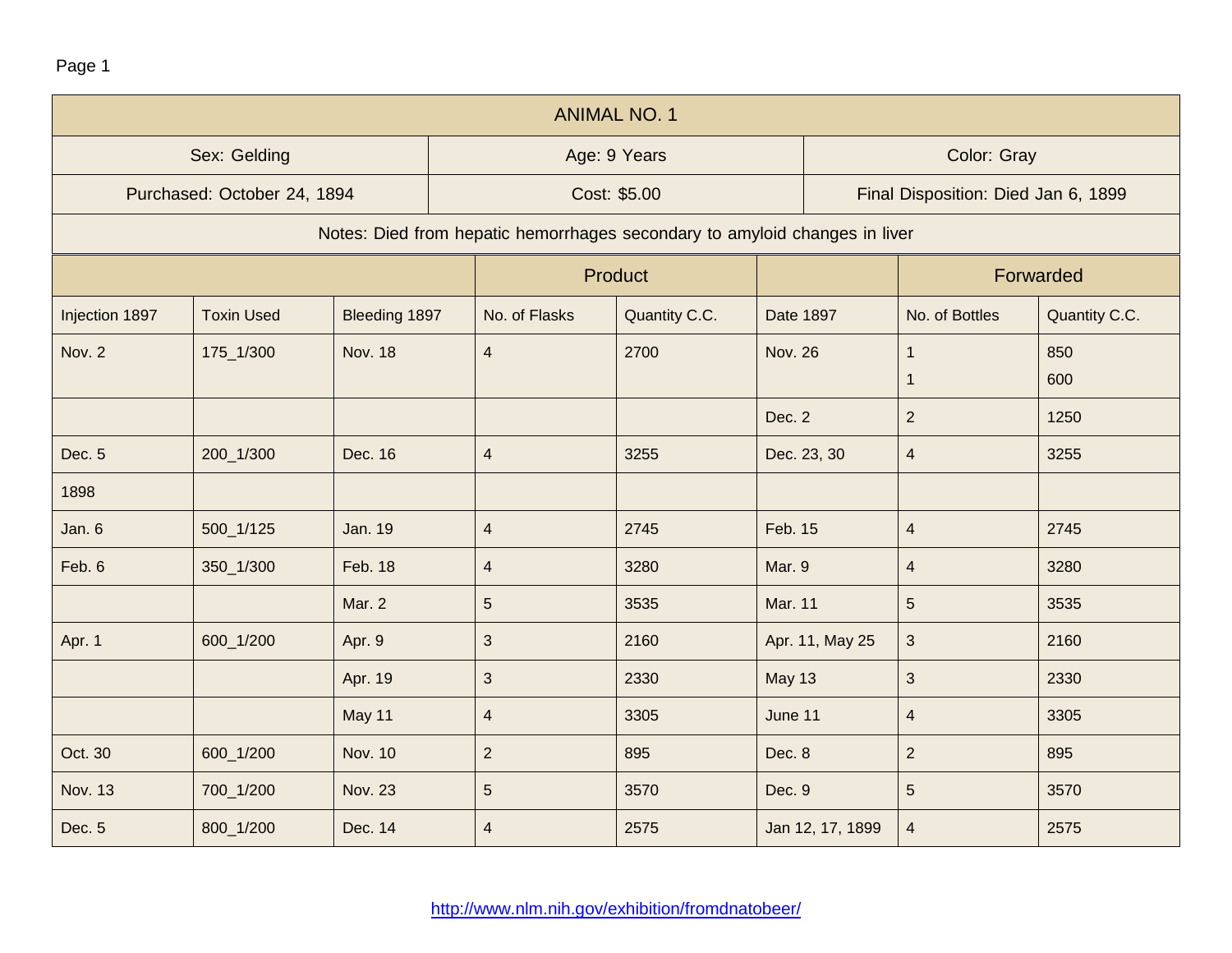| ANIMAL NO. 1 | | |
|---|---|---|
| Sex: Gelding | Age: 9 Years | Color: Gray |
| Purchased: October 24, 1894 | Cost: $5.00 | Final Disposition: Died Jan 6, 1899 |
| Notes: Died from hepatic hemorrhages secondary to amyloid changes in liver | | |

| | | | Product | | | Forwarded | |
|---|---|---|---|---|---|---|---|
| Injection 1897 | Toxin Used | Bleeding 1897 | No. of Flasks | Quantity C.C. | Date 1897 | No. of Bottles | Quantity C.C. |
| Nov. 2 | 175_1/300 | Nov. 18 | 4 | 2700 | Nov. 26 | 1<br>1 | 850<br>600 |
| | | | | | Dec. 2 | 2 | 1250 |
| Dec. 5 | 200_1/300 | Dec. 16 | 4 | 3255 | Dec. 23, 30 | 4 | 3255 |
| 1898 | | | | | | | |
| Jan. 6 | 500_1/125 | Jan. 19 | 4 | 2745 | Feb. 15 | 4 | 2745 |
| Feb. 6 | 350_1/300 | Feb. 18 | 4 | 3280 | Mar. 9 | 4 | 3280 |
| | | Mar. 2 | 5 | 3535 | Mar. 11 | 5 | 3535 |
| Apr. 1 | 600_1/200 | Apr. 9 | 3 | 2160 | Apr. 11, May 25 | 3 | 2160 |
| | | Apr. 19 | 3 | 2330 | May 13 | 3 | 2330 |
| | | May 11 | 4 | 3305 | June 11 | 4 | 3305 |
| Oct. 30 | 600_1/200 | Nov. 10 | 2 | 895 | Dec. 8 | 2 | 895 |
| Nov. 13 | 700_1/200 | Nov. 23 | 5 | 3570 | Dec. 9 | 5 | 3570 |
| Dec. 5 | 800_1/200 | Dec. 14 | 4 | 2575 | Jan 12, 17, 1899 | 4 | 2575 |

http://www.nlm.nih.gov/exhibition/fromdnatobeer/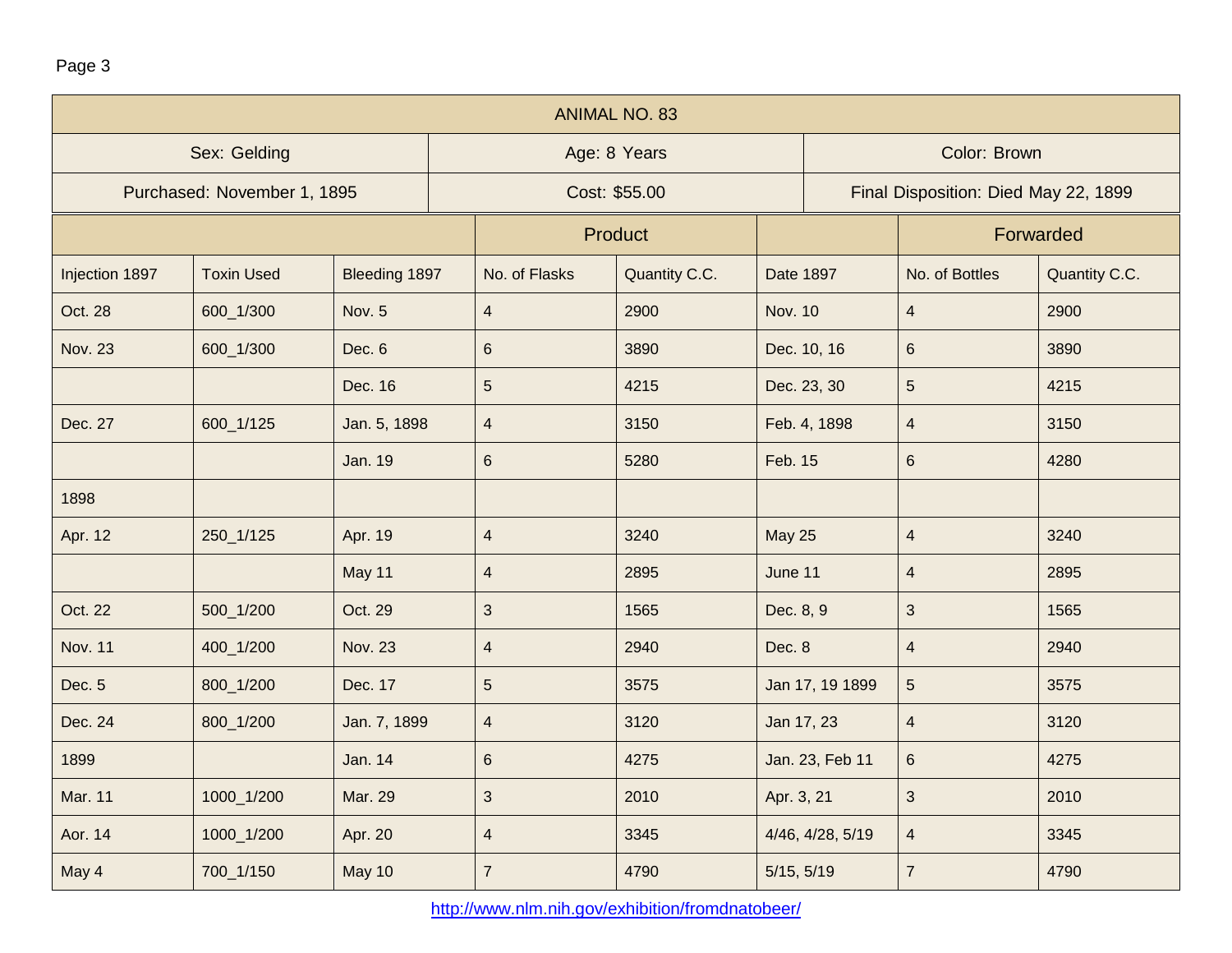| ANIMAL NO. 83 | | |
|---|---|---|
| Sex: Gelding | Age: 8 Years | Color: Brown |
| Purchased: November 1, 1895 | Cost: $55.00 | Final Disposition: Died May 22, 1899 |

| | | | Product | | | Forwarded | |
|---|---|---|---|---|---|---|---|
| Injection 1897 | Toxin Used | Bleeding 1897 | No. of Flasks | Quantity C.C. | Date 1897 | No. of Bottles | Quantity C.C. |
| Oct. 28 | 600_1/300 | Nov. 5 | 4 | 2900 | Nov. 10 | 4 | 2900 |
| Nov. 23 | 600_1/300 | Dec. 6 | 6 | 3890 | Dec. 10, 16 | 6 | 3890 |
| | | Dec. 16 | 5 | 4215 | Dec. 23, 30 | 5 | 4215 |
| Dec. 27 | 600_1/125 | Jan. 5, 1898 | 4 | 3150 | Feb. 4, 1898 | 4 | 3150 |
| | | Jan. 19 | 6 | 5280 | Feb. 15 | 6 | 4280 |
| 1898 | | | | | | | |
| Apr. 12 | 250_1/125 | Apr. 19 | 4 | 3240 | May 25 | 4 | 3240 |
| | | May 11 | 4 | 2895 | June 11 | 4 | 2895 |
| Oct. 22 | 500_1/200 | Oct. 29 | 3 | 1565 | Dec. 8, 9 | 3 | 1565 |
| Nov. 11 | 400_1/200 | Nov. 23 | 4 | 2940 | Dec. 8 | 4 | 2940 |
| Dec. 5 | 800_1/200 | Dec. 17 | 5 | 3575 | Jan 17, 19 1899 | 5 | 3575 |
| Dec. 24 | 800_1/200 | Jan. 7, 1899 | 4 | 3120 | Jan 17, 23 | 4 | 3120 |
| 1899 | | Jan. 14 | 6 | 4275 | Jan. 23, Feb 11 | 6 | 4275 |
| Mar. 11 | 1000_1/200 | Mar. 29 | 3 | 2010 | Apr. 3, 21 | 3 | 2010 |
| Aor. 14 | 1000_1/200 | Apr. 20 | 4 | 3345 | 4/46, 4/28, 5/19 | 4 | 3345 |
| May 4 | 700_1/150 | May 10 | 7 | 4790 | 5/15, 5/19 | 7 | 4790 |

http://www.nlm.nih.gov/exhibition/fromdnatobeer/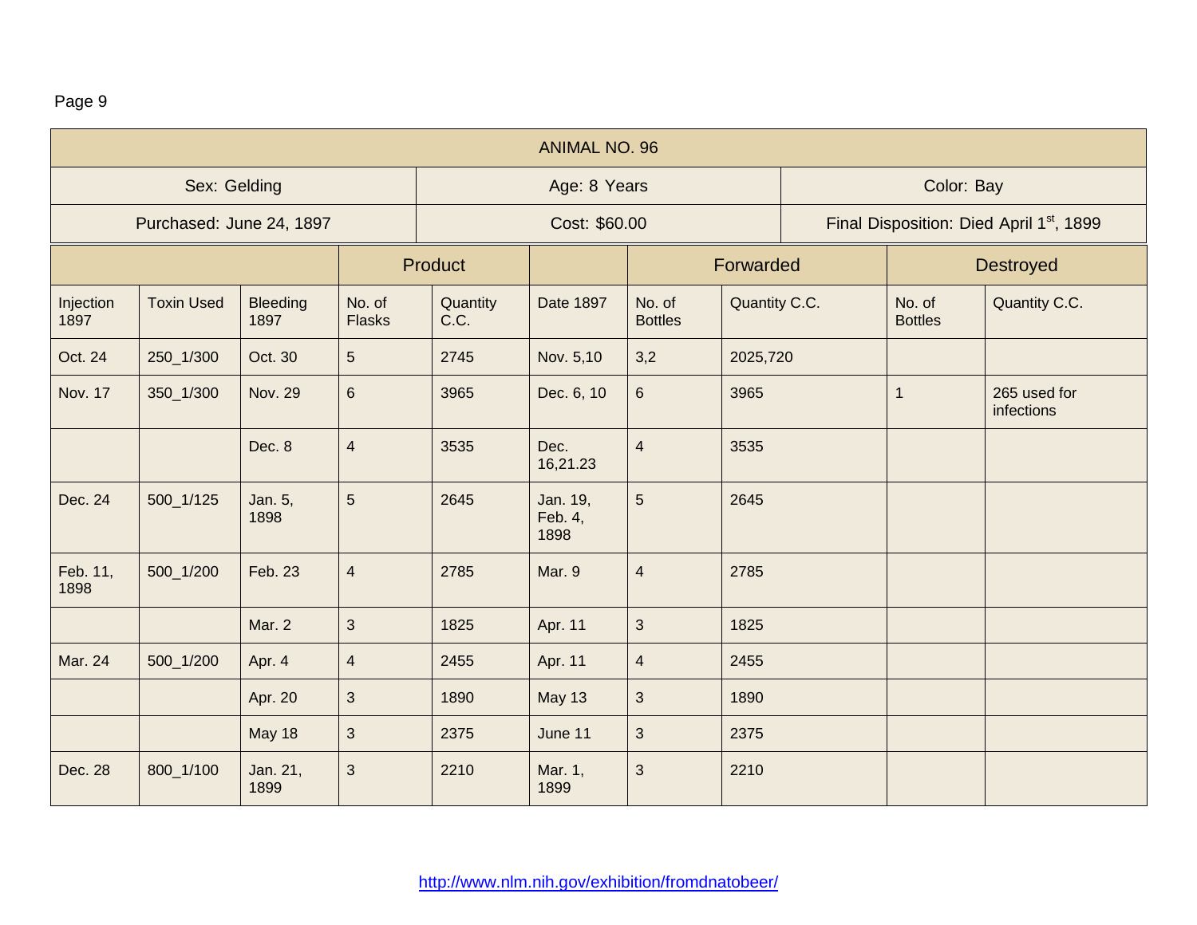Page 9

| ANIMAL NO. 96 | | |
|---|---|---|
| Sex: Gelding | Age: 8 Years | Color: Bay |
| Purchased: June 24, 1897 | Cost: $60.00 | Final Disposition: Died April 1st, 1899 |

| | | | Product | | | Forwarded | | Destroyed | |
|---|---|---|---|---|---|---|---|---|---|
| Injection 1897 | Toxin Used | Bleeding 1897 | No. of Flasks | Quantity C.C. | Date 1897 | No. of Bottles | Quantity C.C. | No. of Bottles | Quantity C.C. |
| Oct. 24 | 250_1/300 | Oct. 30 | 5 | 2745 | Nov. 5,10 | 3,2 | 2025,720 | | |
| Nov. 17 | 350_1/300 | Nov. 29 | 6 | 3965 | Dec. 6, 10 | 6 | 3965 | 1 | 265 used for infections |
| | | Dec. 8 | 4 | 3535 | Dec. 16,21.23 | 4 | 3535 | | |
| Dec. 24 | 500_1/125 | Jan. 5, 1898 | 5 | 2645 | Jan. 19, Feb. 4, 1898 | 5 | 2645 | | |
| Feb. 11, 1898 | 500_1/200 | Feb. 23 | 4 | 2785 | Mar. 9 | 4 | 2785 | | |
| | | Mar. 2 | 3 | 1825 | Apr. 11 | 3 | 1825 | | |
| Mar. 24 | 500_1/200 | Apr. 4 | 4 | 2455 | Apr. 11 | 4 | 2455 | | |
| | | Apr. 20 | 3 | 1890 | May 13 | 3 | 1890 | | |
| | | May 18 | 3 | 2375 | June 11 | 3 | 2375 | | |
| Dec. 28 | 800_1/100 | Jan. 21, 1899 | 3 | 2210 | Mar. 1, 1899 | 3 | 2210 | | |

http://www.nlm.nih.gov/exhibition/fromdnatobeer/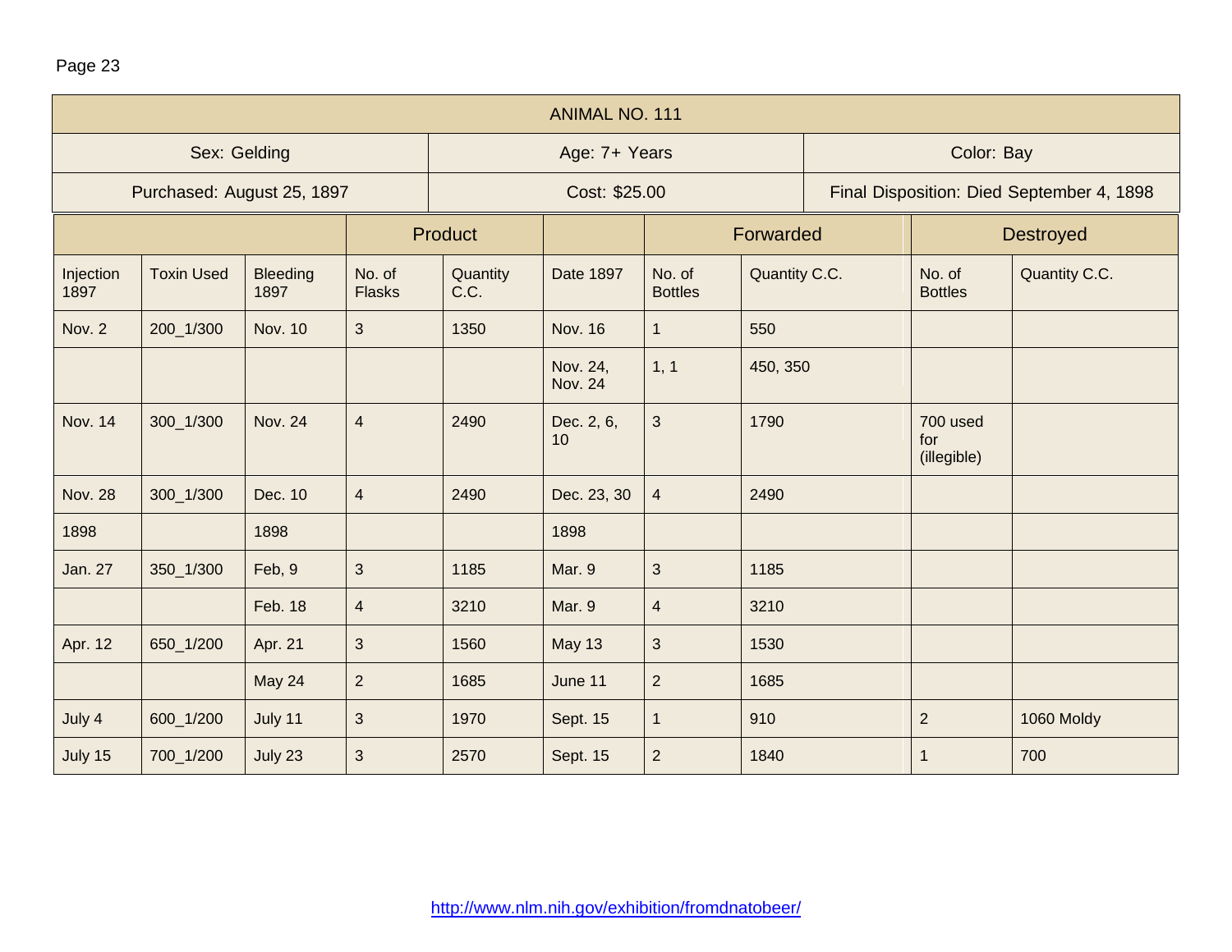| ANIMAL NO. 111 | | |
|---|---|---|
| Sex: Gelding | Age: 7+ Years | Color: Bay |
| Purchased: August 25, 1897 | Cost: $25.00 | Final Disposition: Died September 4, 1898 |

| | | | Product | | | Forwarded | | Destroyed | |
|---|---|---|---|---|---|---|---|---|---|
| Injection 1897 | Toxin Used | Bleeding 1897 | No. of Flasks | Quantity C.C. | Date 1897 | No. of Bottles | Quantity C.C. | No. of Bottles | Quantity C.C. |
| Nov. 2 | 200_1/300 | Nov. 10 | 3 | 1350 | Nov. 16 | 1 | 550 | | |
| | | | | | Nov. 24, Nov. 24 | 1, 1 | 450, 350 | | |
| Nov. 14 | 300_1/300 | Nov. 24 | 4 | 2490 | Dec. 2, 6, 10 | 3 | 1790 | 700 used for (illegible) | |
| Nov. 28 | 300_1/300 | Dec. 10 | 4 | 2490 | Dec. 23, 30 | 4 | 2490 | | |
| 1898 | | 1898 | | | 1898 | | | | |
| Jan. 27 | 350_1/300 | Feb, 9 | 3 | 1185 | Mar. 9 | 3 | 1185 | | |
| | | Feb. 18 | 4 | 3210 | Mar. 9 | 4 | 3210 | | |
| Apr. 12 | 650_1/200 | Apr. 21 | 3 | 1560 | May 13 | 3 | 1530 | | |
| | | May 24 | 2 | 1685 | June 11 | 2 | 1685 | | |
| July 4 | 600_1/200 | July 11 | 3 | 1970 | Sept. 15 | 1 | 910 | 2 | 1060 Moldy |
| July 15 | 700_1/200 | July 23 | 3 | 2570 | Sept. 15 | 2 | 1840 | 1 | 700 |

http://www.nlm.nih.gov/exhibition/fromdnatobeer/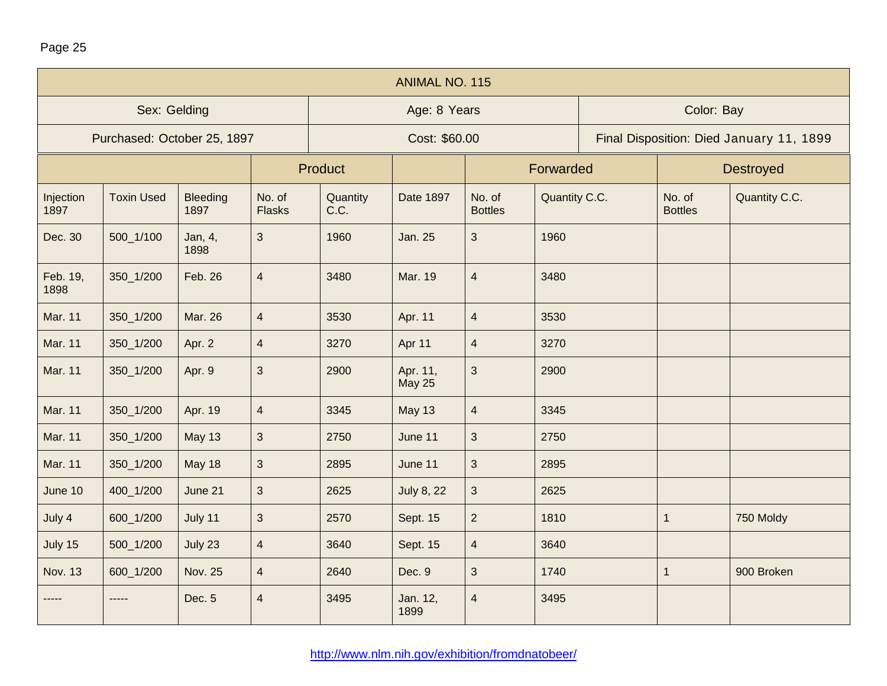| ANIMAL NO. 115 | | |
|---|---|---|
| Sex: Gelding | Age: 8 Years | Color: Bay |
| Purchased: October 25, 1897 | Cost: $60.00 | Final Disposition: Died January 11, 1899 |

| | | | Product | | | Forwarded | | Destroyed | |
|---|---|---|---|---|---|---|---|---|---|
| Injection 1897 | Toxin Used | Bleeding 1897 | No. of Flasks | Quantity C.C. | Date 1897 | No. of Bottles | Quantity C.C. | No. of Bottles | Quantity C.C. |
| Dec. 30 | 500_1/100 | Jan, 4, 1898 | 3 | 1960 | Jan. 25 | 3 | 1960 | | |
| Feb. 19, 1898 | 350_1/200 | Feb. 26 | 4 | 3480 | Mar. 19 | 4 | 3480 | | |
| Mar. 11 | 350_1/200 | Mar. 26 | 4 | 3530 | Apr. 11 | 4 | 3530 | | |
| Mar. 11 | 350_1/200 | Apr. 2 | 4 | 3270 | Apr 11 | 4 | 3270 | | |
| Mar. 11 | 350_1/200 | Apr. 9 | 3 | 2900 | Apr. 11, May 25 | 3 | 2900 | | |
| Mar. 11 | 350_1/200 | Apr. 19 | 4 | 3345 | May 13 | 4 | 3345 | | |
| Mar. 11 | 350_1/200 | May 13 | 3 | 2750 | June 11 | 3 | 2750 | | |
| Mar. 11 | 350_1/200 | May 18 | 3 | 2895 | June 11 | 3 | 2895 | | |
| June 10 | 400_1/200 | June 21 | 3 | 2625 | July 8, 22 | 3 | 2625 | | |
| July 4 | 600_1/200 | July 11 | 3 | 2570 | Sept. 15 | 2 | 1810 | 1 | 750 Moldy |
| July 15 | 500_1/200 | July 23 | 4 | 3640 | Sept. 15 | 4 | 3640 | | |
| Nov. 13 | 600_1/200 | Nov. 25 | 4 | 2640 | Dec. 9 | 3 | 1740 | 1 | 900 Broken |
| ----- | ----- | Dec. 5 | 4 | 3495 | Jan. 12, 1899 | 4 | 3495 | | |

http://www.nlm.nih.gov/exhibition/fromdnatobeer/